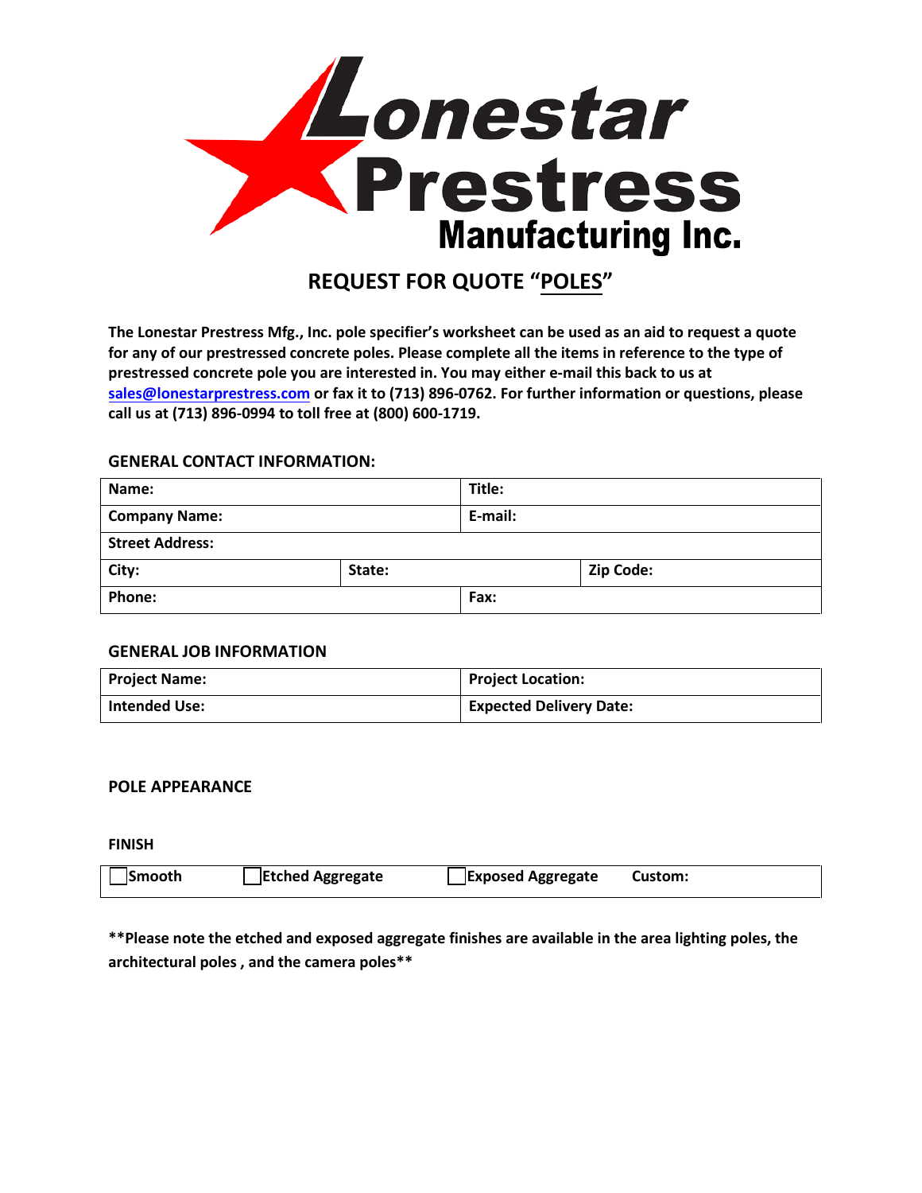# Lonestar Prestress Manufacturing Inc.

## REQUEST FOR QUOTE "POLES"

**The Lonestar Prestress Mfg., Inc. pole specifier's worksheet can be used as an aid to request a quote for any of our prestressed concrete poles. Please complete all the items in reference to the type of prestressed concrete pole you are interested in. You may either e-mail this back to us at sales@lonestarprestress.com or fax it to (713) 896-0762. For further information or questions, please call us at (713) 896-0994 to toll free at (800) 600-1719.**

### GENERAL CONTACT INFORMATION:

| Name: | | Title: |
|---|---|---|
| Company Name: | | E-mail: |
| Street Address: | | |
| City: | State: | Zip Code: |
| Phone: | | Fax: |

### GENERAL JOB INFORMATION

| Project Name: | Project Location: |
|---|---|
| Intended Use: | Expected Delivery Date: |

### POLE APPEARANCE

**FINISH**

☐ Smooth ☐ Etched Aggregate ☐ Exposed Aggregate **Custom:**

**\*\*Please note the etched and exposed aggregate finishes are available in the area lighting poles, the architectural poles , and the camera poles\*\***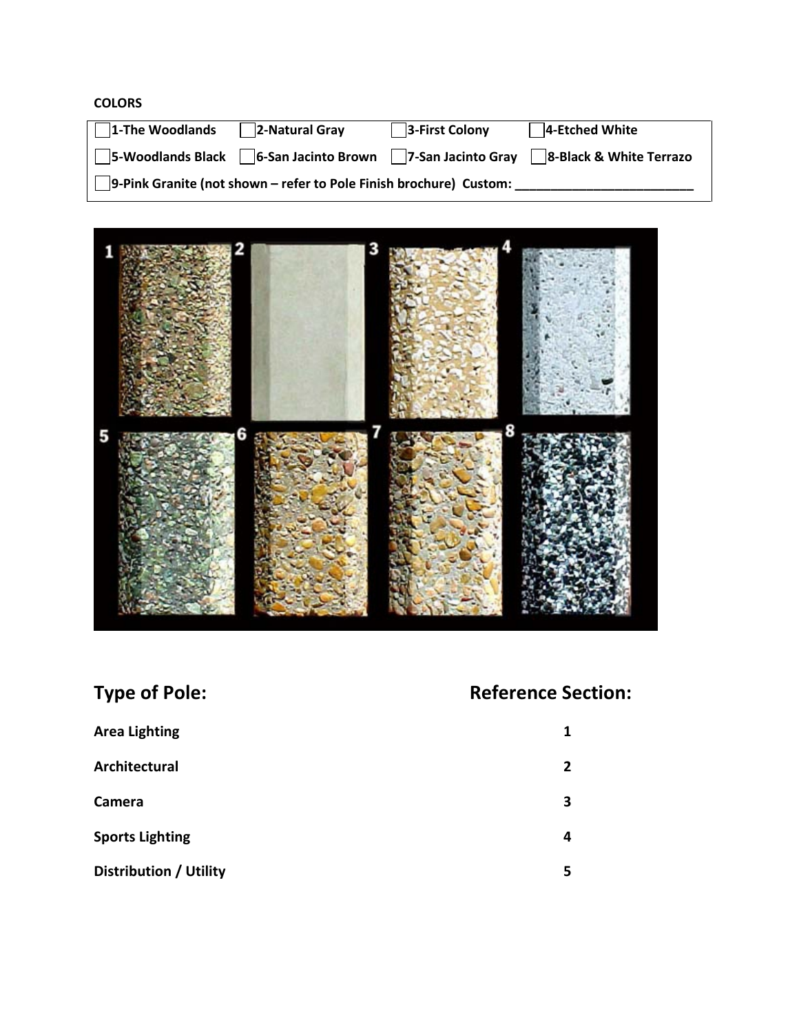**COLORS**

| | | | |
|---|---|---|---|
| ☐ 1-The Woodlands | ☐ 2-Natural Gray | ☐ 3-First Colony | ☐ 4-Etched White |
| ☐ 5-Woodlands Black | ☐ 6-San Jacinto Brown | ☐ 7-San Jacinto Gray | ☐ 8-Black & White Terrazo |
| ☐ 9-Pink Granite (not shown – refer to Pole Finish brochure) Custom: ________________________ | | | |

| Type of Pole: | Reference Section: |
|---|---|
| **Area Lighting** | **1** |
| **Architectural** | **2** |
| **Camera** | **3** |
| **Sports Lighting** | **4** |
| **Distribution / Utility** | **5** |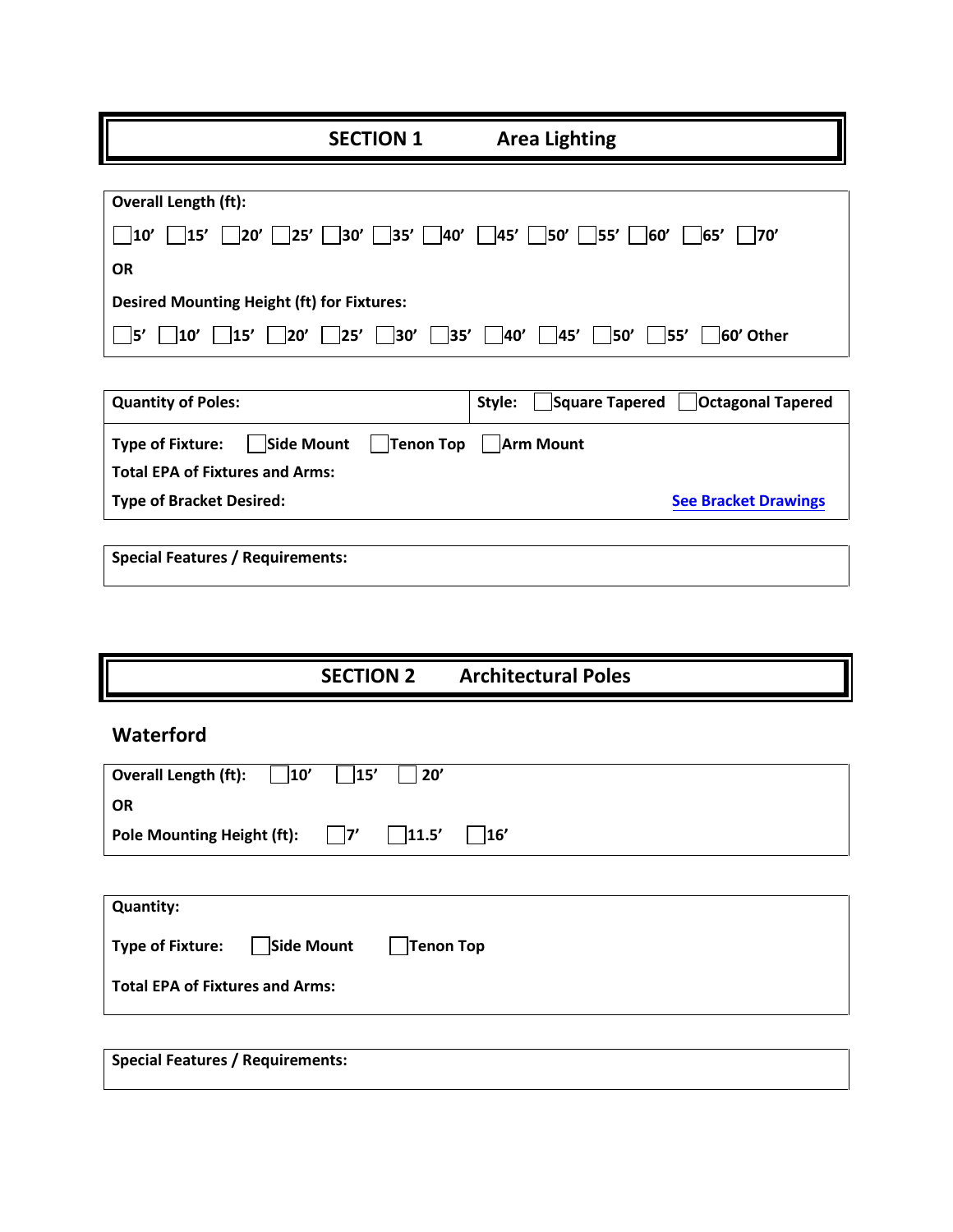## SECTION 1 Area Lighting

**Overall Length (ft):**

☐ 10’ ☐ 15’ ☐ 20’ ☐ 25’ ☐ 30’ ☐ 35’ ☐ 40’ ☐ 45’ ☐ 50’ ☐ 55’ ☐ 60’ ☐ 65’ ☐ 70’

**OR**

**Desired Mounting Height (ft) for Fixtures:**

☐ 5’ ☐ 10’ ☐ 15’ ☐ 20’ ☐ 25’ ☐ 30’ ☐ 35’ ☐ 40’ ☐ 45’ ☐ 50’ ☐ 55’ ☐ 60’ Other

**Quantity of Poles:**

**Style:** ☐ Square Tapered ☐ Octagonal Tapered

**Type of Fixture:** ☐ Side Mount ☐ Tenon Top ☐ Arm Mount

**Total EPA of Fixtures and Arms:**

**Type of Bracket Desired:** See Bracket Drawings

**Special Features / Requirements:**

## SECTION 2 Architectural Poles

### Waterford

**Overall Length (ft):** ☐ 10’ ☐ 15’ ☐ 20’

**OR**

**Pole Mounting Height (ft):** ☐ 7’ ☐ 11.5’ ☐ 16’

**Quantity:**

**Type of Fixture:** ☐ Side Mount ☐ Tenon Top

**Total EPA of Fixtures and Arms:**

**Special Features / Requirements:**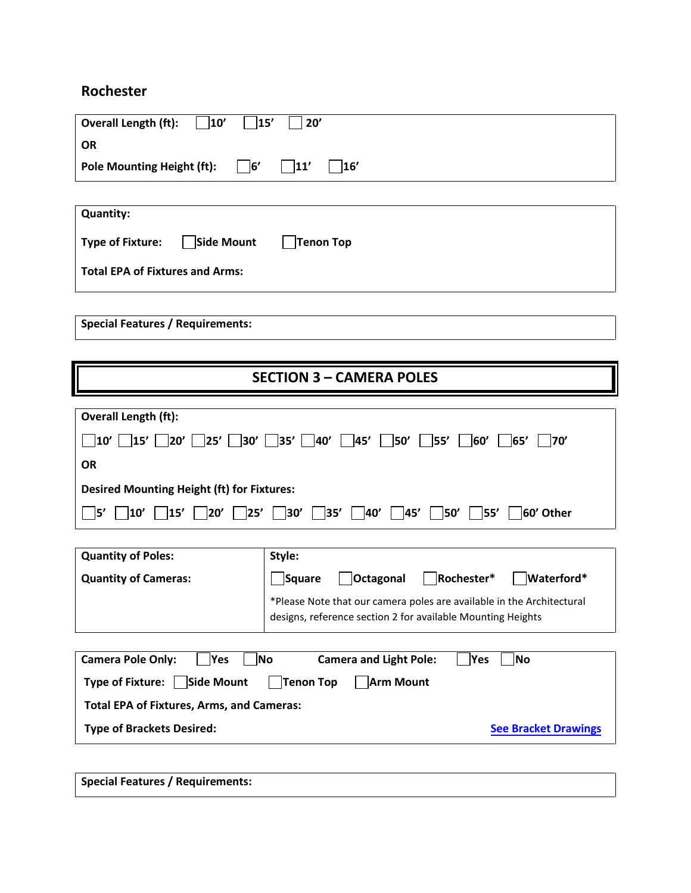## Rochester

**Overall Length (ft):** ☐ 10' ☐ 15' ☐ 20'

**OR**

**Pole Mounting Height (ft):** ☐ 6' ☐ 11' ☐ 16'

**Quantity:**

**Type of Fixture:** ☐ Side Mount ☐ Tenon Top

**Total EPA of Fixtures and Arms:**

**Special Features / Requirements:**

## SECTION 3 – CAMERA POLES

**Overall Length (ft):**

☐ 10' ☐ 15' ☐ 20' ☐ 25' ☐ 30' ☐ 35' ☐ 40' ☐ 45' ☐ 50' ☐ 55' ☐ 60' ☐ 65' ☐ 70'

**OR**

**Desired Mounting Height (ft) for Fixtures:**

☐ 5' ☐ 10' ☐ 15' ☐ 20' ☐ 25' ☐ 30' ☐ 35' ☐ 40' ☐ 45' ☐ 50' ☐ 55' ☐ 60' Other

**Quantity of Poles:**

**Quantity of Cameras:**

**Style:** ☐ Square ☐ Octagonal ☐ Rochester* ☐ Waterford*

*Please Note that our camera poles are available in the Architectural designs, reference section 2 for available Mounting Heights

**Camera Pole Only:** ☐ Yes ☐ No **Camera and Light Pole:** ☐ Yes ☐ No

**Type of Fixture:** ☐ Side Mount ☐ Tenon Top ☐ Arm Mount

**Total EPA of Fixtures, Arms, and Cameras:**

**Type of Brackets Desired:** **See Bracket Drawings**

**Special Features / Requirements:**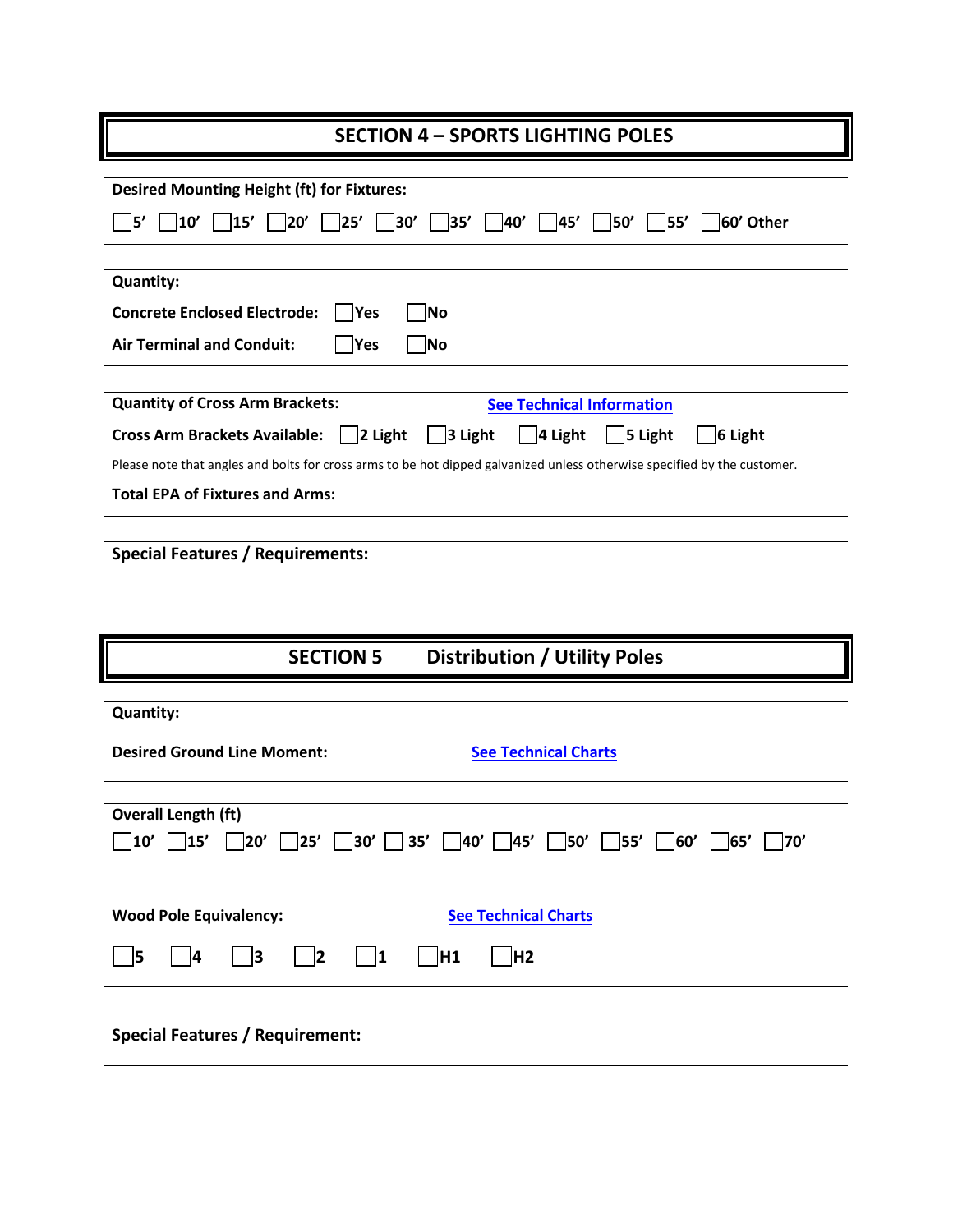## SECTION 4 – SPORTS LIGHTING POLES

**Desired Mounting Height (ft) for Fixtures:**

☐ 5’ ☐ 10’ ☐ 15’ ☐ 20’ ☐ 25’ ☐ 30’ ☐ 35’ ☐ 40’ ☐ 45’ ☐ 50’ ☐ 55’ ☐ 60’ Other

**Quantity:**

**Concrete Enclosed Electrode:** ☐ Yes ☐ No

**Air Terminal and Conduit:** ☐ Yes ☐ No

**Quantity of Cross Arm Brackets:** See Technical Information

**Cross Arm Brackets Available:** ☐ 2 Light ☐ 3 Light ☐ 4 Light ☐ 5 Light ☐ 6 Light

Please note that angles and bolts for cross arms to be hot dipped galvanized unless otherwise specified by the customer.

**Total EPA of Fixtures and Arms:**

**Special Features / Requirements:**

## SECTION 5 Distribution / Utility Poles

**Quantity:**

**Desired Ground Line Moment:** See Technical Charts

**Overall Length (ft)**

☐ 10’ ☐ 15’ ☐ 20’ ☐ 25’ ☐ 30’ ☐ 35’ ☐ 40’ ☐ 45’ ☐ 50’ ☐ 55’ ☐ 60’ ☐ 65’ ☐ 70’

**Wood Pole Equivalency:** See Technical Charts

☐ 5 ☐ 4 ☐ 3 ☐ 2 ☐ 1 ☐ H1 ☐ H2

**Special Features / Requirement:**